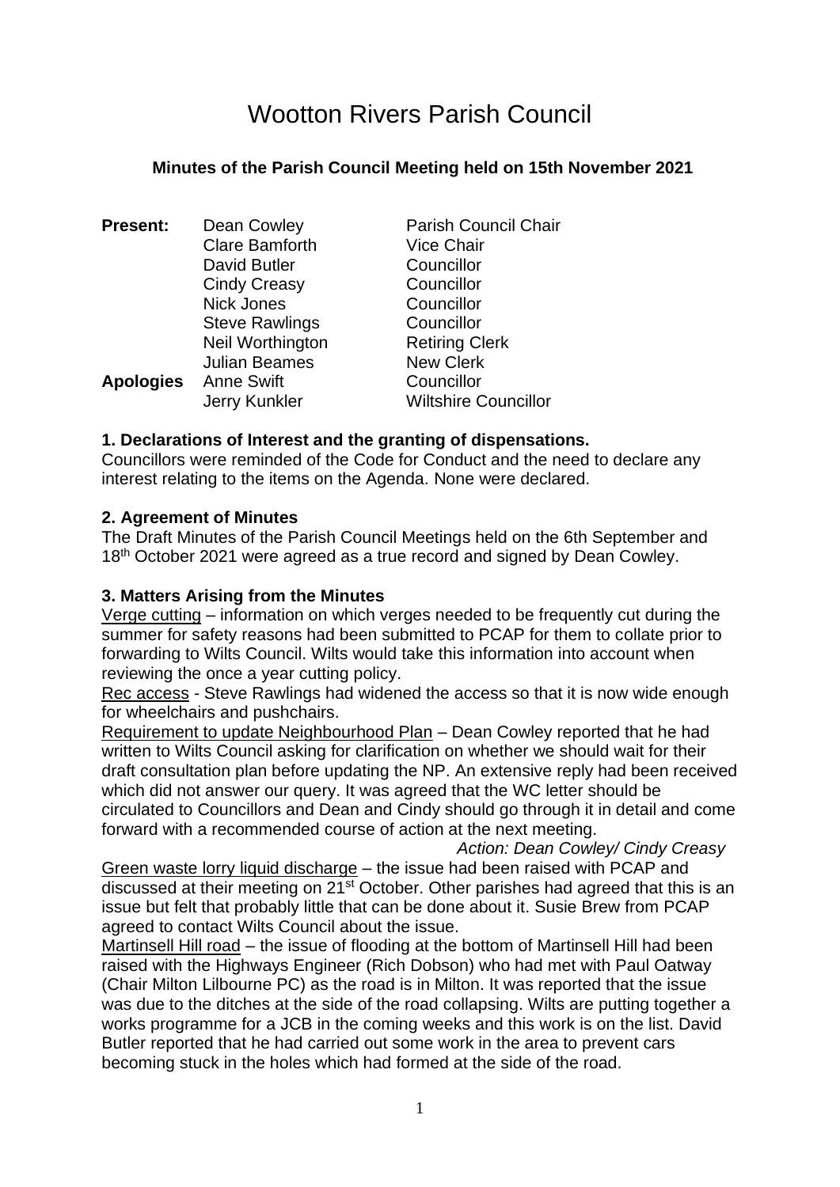# Wootton Rivers Parish Council

**Minutes of the Parish Council Meeting held on 15th November 2021**

| | | |
|---|---|---|
| **Present:** | Dean Cowley | Parish Council Chair |
| | Clare Bamforth | Vice Chair |
| | David Butler | Councillor |
| | Cindy Creasy | Councillor |
| | Nick Jones | Councillor |
| | Steve Rawlings | Councillor |
| | Neil Worthington | Retiring Clerk |
| | Julian Beames | New Clerk |
| **Apologies** | Anne Swift | Councillor |
| | Jerry Kunkler | Wiltshire Councillor |

### 1. Declarations of Interest and the granting of dispensations.

Councillors were reminded of the Code for Conduct and the need to declare any interest relating to the items on the Agenda. None were declared.

### 2. Agreement of Minutes

The Draft Minutes of the Parish Council Meetings held on the 6th September and 18th October 2021 were agreed as a true record and signed by Dean Cowley.

### 3. Matters Arising from the Minutes

Verge cutting – information on which verges needed to be frequently cut during the summer for safety reasons had been submitted to PCAP for them to collate prior to forwarding to Wilts Council. Wilts would take this information into account when reviewing the once a year cutting policy.

Rec access - Steve Rawlings had widened the access so that it is now wide enough for wheelchairs and pushchairs.

Requirement to update Neighbourhood Plan – Dean Cowley reported that he had written to Wilts Council asking for clarification on whether we should wait for their draft consultation plan before updating the NP. An extensive reply had been received which did not answer our query. It was agreed that the WC letter should be circulated to Councillors and Dean and Cindy should go through it in detail and come forward with a recommended course of action at the next meeting.

*Action: Dean Cowley/ Cindy Creasy*

Green waste lorry liquid discharge – the issue had been raised with PCAP and discussed at their meeting on 21st October. Other parishes had agreed that this is an issue but felt that probably little that can be done about it. Susie Brew from PCAP agreed to contact Wilts Council about the issue.

Martinsell Hill road – the issue of flooding at the bottom of Martinsell Hill had been raised with the Highways Engineer (Rich Dobson) who had met with Paul Oatway (Chair Milton Lilbourne PC) as the road is in Milton. It was reported that the issue was due to the ditches at the side of the road collapsing. Wilts are putting together a works programme for a JCB in the coming weeks and this work is on the list. David Butler reported that he had carried out some work in the area to prevent cars becoming stuck in the holes which had formed at the side of the road.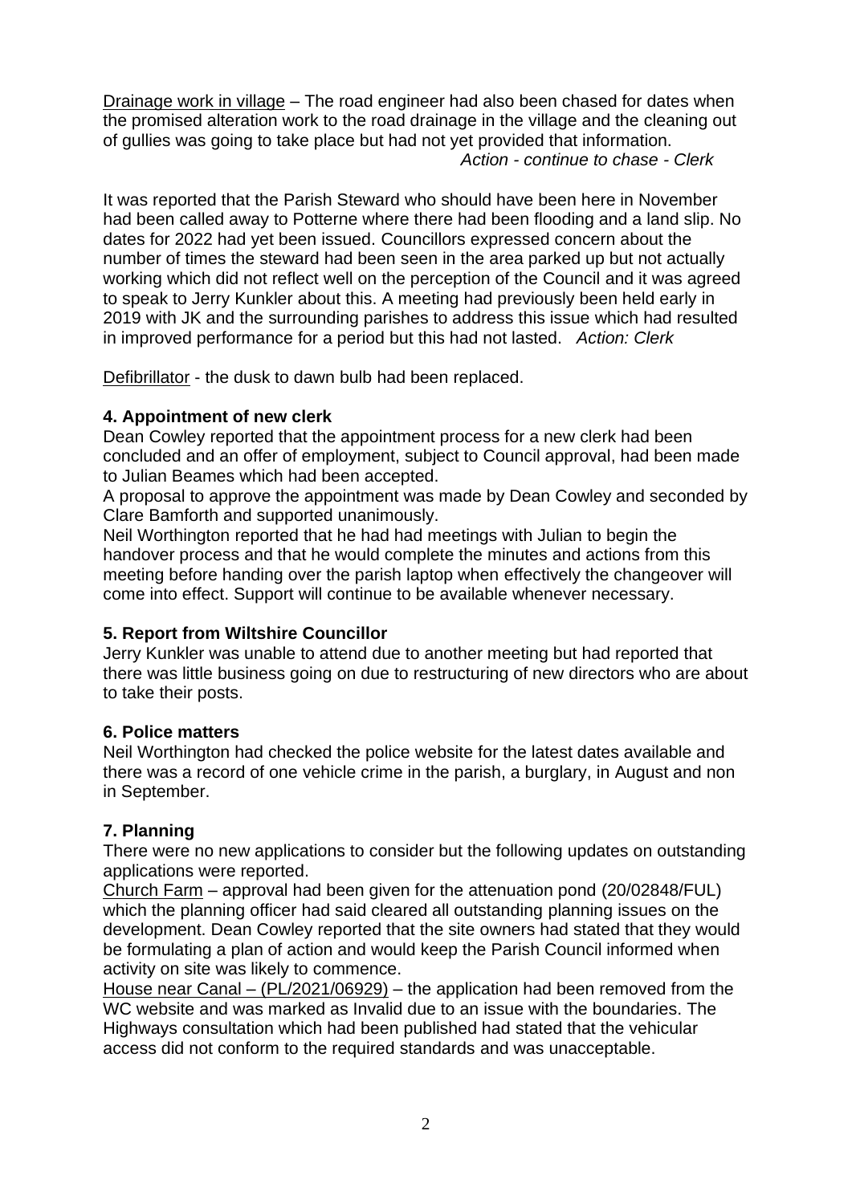Drainage work in village – The road engineer had also been chased for dates when the promised alteration work to the road drainage in the village and the cleaning out of gullies was going to take place but had not yet provided that information.

*Action - continue to chase - Clerk*

It was reported that the Parish Steward who should have been here in November had been called away to Potterne where there had been flooding and a land slip. No dates for 2022 had yet been issued. Councillors expressed concern about the number of times the steward had been seen in the area parked up but not actually working which did not reflect well on the perception of the Council and it was agreed to speak to Jerry Kunkler about this. A meeting had previously been held early in 2019 with JK and the surrounding parishes to address this issue which had resulted in improved performance for a period but this had not lasted. *Action: Clerk*

Defibrillator - the dusk to dawn bulb had been replaced.

**4. Appointment of new clerk**

Dean Cowley reported that the appointment process for a new clerk had been concluded and an offer of employment, subject to Council approval, had been made to Julian Beames which had been accepted.

A proposal to approve the appointment was made by Dean Cowley and seconded by Clare Bamforth and supported unanimously.

Neil Worthington reported that he had had meetings with Julian to begin the handover process and that he would complete the minutes and actions from this meeting before handing over the parish laptop when effectively the changeover will come into effect. Support will continue to be available whenever necessary.

**5. Report from Wiltshire Councillor**

Jerry Kunkler was unable to attend due to another meeting but had reported that there was little business going on due to restructuring of new directors who are about to take their posts.

**6. Police matters**

Neil Worthington had checked the police website for the latest dates available and there was a record of one vehicle crime in the parish, a burglary, in August and non in September.

**7. Planning**

There were no new applications to consider but the following updates on outstanding applications were reported.

Church Farm – approval had been given for the attenuation pond (20/02848/FUL) which the planning officer had said cleared all outstanding planning issues on the development. Dean Cowley reported that the site owners had stated that they would be formulating a plan of action and would keep the Parish Council informed when activity on site was likely to commence.

House near Canal – (PL/2021/06929) – the application had been removed from the WC website and was marked as Invalid due to an issue with the boundaries. The Highways consultation which had been published had stated that the vehicular access did not conform to the required standards and was unacceptable.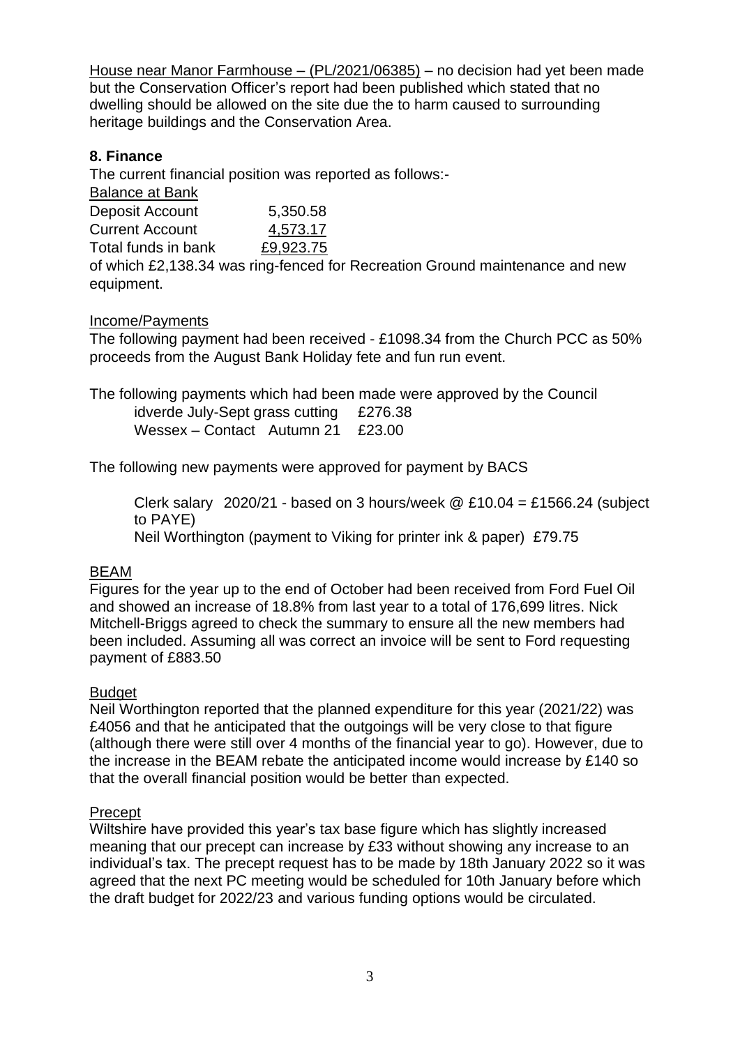<u>House near Manor Farmhouse – (PL/2021/06385)</u> – no decision had yet been made but the Conservation Officer's report had been published which stated that no dwelling should be allowed on the site due the to harm caused to surrounding heritage buildings and the Conservation Area.

## 8. Finance

The current financial position was reported as follows:-

<u>Balance at Bank</u>

| | |
|---|---|
| Deposit Account | 5,350.58 |
| Current Account | 4,573.17 |
| Total funds in bank | £9,923.75 |

of which £2,138.34 was ring-fenced for Recreation Ground maintenance and new equipment.

<u>Income/Payments</u>

The following payment had been received - £1098.34 from the Church PCC as 50% proceeds from the August Bank Holiday fete and fun run event.

The following payments which had been made were approved by the Council

idverde July-Sept grass cutting £276.38
Wessex – Contact Autumn 21 £23.00

The following new payments were approved for payment by BACS

Clerk salary 2020/21 - based on 3 hours/week @ £10.04 = £1566.24 (subject to PAYE)
Neil Worthington (payment to Viking for printer ink & paper) £79.75

<u>BEAM</u>

Figures for the year up to the end of October had been received from Ford Fuel Oil and showed an increase of 18.8% from last year to a total of 176,699 litres. Nick Mitchell-Briggs agreed to check the summary to ensure all the new members had been included. Assuming all was correct an invoice will be sent to Ford requesting payment of £883.50

<u>Budget</u>

Neil Worthington reported that the planned expenditure for this year (2021/22) was £4056 and that he anticipated that the outgoings will be very close to that figure (although there were still over 4 months of the financial year to go). However, due to the increase in the BEAM rebate the anticipated income would increase by £140 so that the overall financial position would be better than expected.

<u>Precept</u>

Wiltshire have provided this year's tax base figure which has slightly increased meaning that our precept can increase by £33 without showing any increase to an individual's tax. The precept request has to be made by 18th January 2022 so it was agreed that the next PC meeting would be scheduled for 10th January before which the draft budget for 2022/23 and various funding options would be circulated.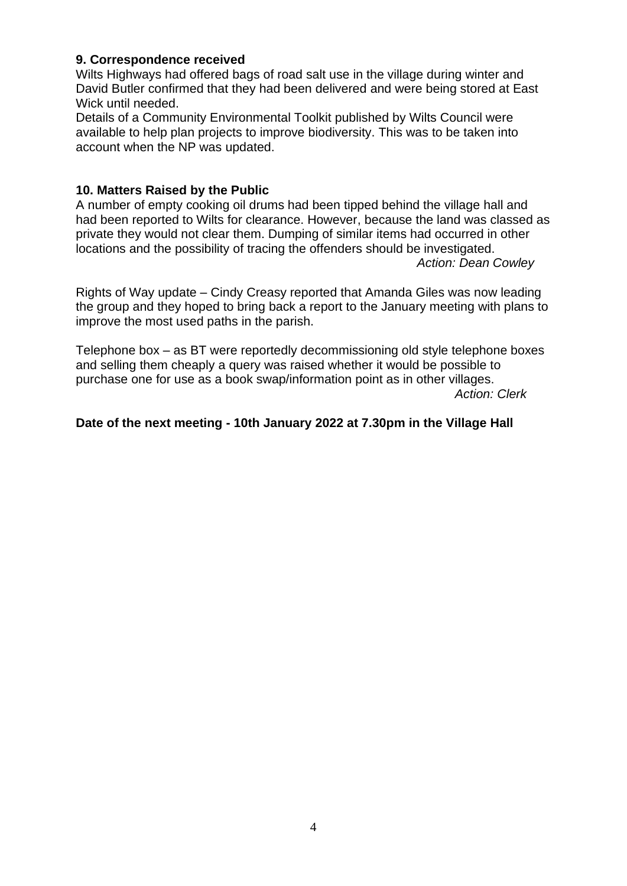### 9. Correspondence received

Wilts Highways had offered bags of road salt use in the village during winter and David Butler confirmed that they had been delivered and were being stored at East Wick until needed.

Details of a Community Environmental Toolkit published by Wilts Council were available to help plan projects to improve biodiversity. This was to be taken into account when the NP was updated.

### 10. Matters Raised by the Public

A number of empty cooking oil drums had been tipped behind the village hall and had been reported to Wilts for clearance. However, because the land was classed as private they would not clear them. Dumping of similar items had occurred in other locations and the possibility of tracing the offenders should be investigated.

*Action: Dean Cowley*

Rights of Way update – Cindy Creasy reported that Amanda Giles was now leading the group and they hoped to bring back a report to the January meeting with plans to improve the most used paths in the parish.

Telephone box – as BT were reportedly decommissioning old style telephone boxes and selling them cheaply a query was raised whether it would be possible to purchase one for use as a book swap/information point as in other villages.

*Action: Clerk*

**Date of the next meeting - 10th January 2022 at 7.30pm in the Village Hall**